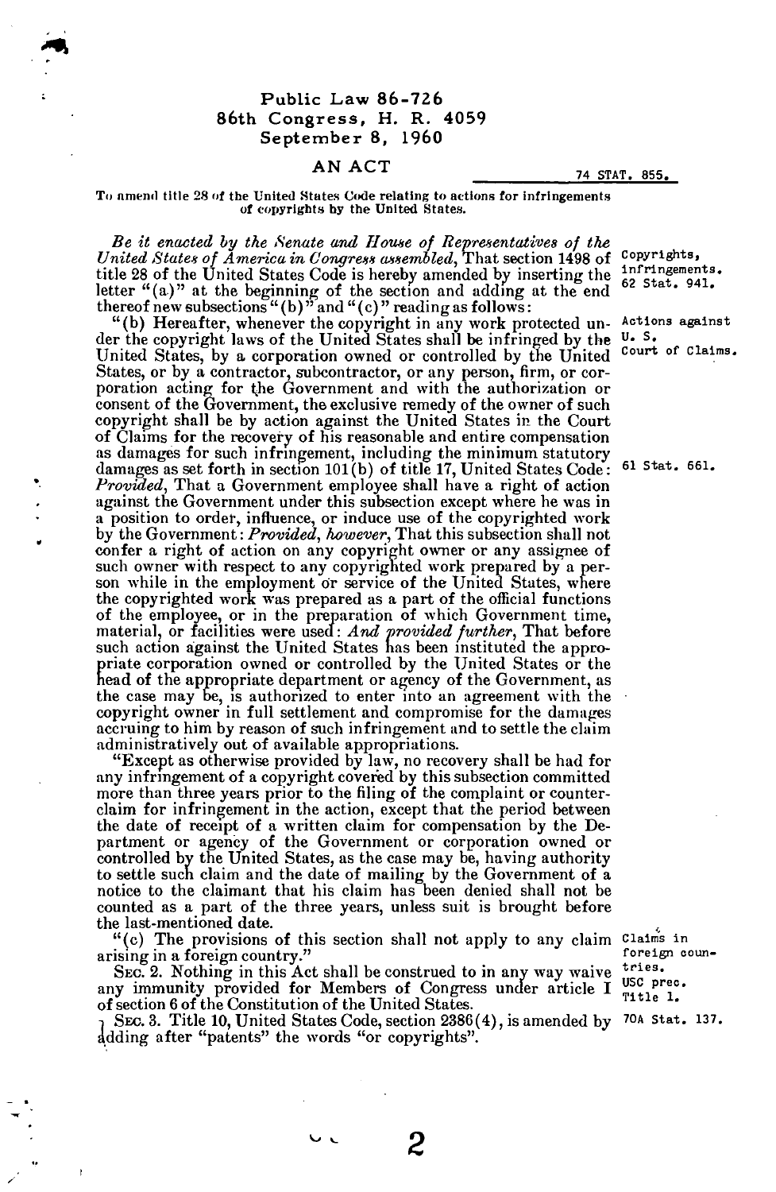# Public Law 86-726
## 86th Congress, H. R. 4059
## September 8, 1960

## AN ACT

74 STAT. 855.

To amend title 28 of the United States Code relating to actions for infringements of copyrights by the United States.

*Be it enacted by the Senate and House of Representatives of the United States of America in Congress assembled*, That section 1498 of title 28 of the United States Code is hereby amended by inserting the letter "(a)" at the beginning of the section and adding at the end thereof new subsections "(b)" and "(c)" reading as follows:

Copyrights, infringements. 62 Stat. 941.

"(b) Hereafter, whenever the copyright in any work protected under the copyright laws of the United States shall be infringed by the United States, by a corporation owned or controlled by the United States, or by a contractor, subcontractor, or any person, firm, or corporation acting for the Government and with the authorization or consent of the Government, the exclusive remedy of the owner of such copyright shall be by action against the United States in the Court of Claims for the recovery of his reasonable and entire compensation as damages for such infringement, including the minimum statutory damages as set forth in section 101(b) of title 17, United States Code: *Provided*, That a Government employee shall have a right of action against the Government under this subsection except where he was in a position to order, influence, or induce use of the copyrighted work by the Government: *Provided, however*, That this subsection shall not confer a right of action on any copyright owner or any assignee of such owner with respect to any copyrighted work prepared by a person while in the employment or service of the United States, where the copyrighted work was prepared as a part of the official functions of the employee, or in the preparation of which Government time, material, or facilities were used: *And provided further*, That before such action against the United States has been instituted the appropriate corporation owned or controlled by the United States or the head of the appropriate department or agency of the Government, as the case may be, is authorized to enter into an agreement with the copyright owner in full settlement and compromise for the damages accruing to him by reason of such infringement and to settle the claim administratively out of available appropriations.

Actions against U. S. Court of Claims.

61 Stat. 661.

"Except as otherwise provided by law, no recovery shall be had for any infringement of a copyright covered by this subsection committed more than three years prior to the filing of the complaint or counterclaim for infringement in the action, except that the period between the date of receipt of a written claim for compensation by the Department or agency of the Government or corporation owned or controlled by the United States, as the case may be, having authority to settle such claim and the date of mailing by the Government of a notice to the claimant that his claim has been denied shall not be counted as a part of the three years, unless suit is brought before the last-mentioned date.

"(c) The provisions of this section shall not apply to any claim arising in a foreign country."

Claims in foreign countries.

SEC. 2. Nothing in this Act shall be construed to in any way waive any immunity provided for Members of Congress under article I of section 6 of the Constitution of the United States.

USC prec. Title 1.

SEC. 3. Title 10, United States Code, section 2386(4), is amended by adding after "patents" the words "or copyrights".

70A Stat. 137.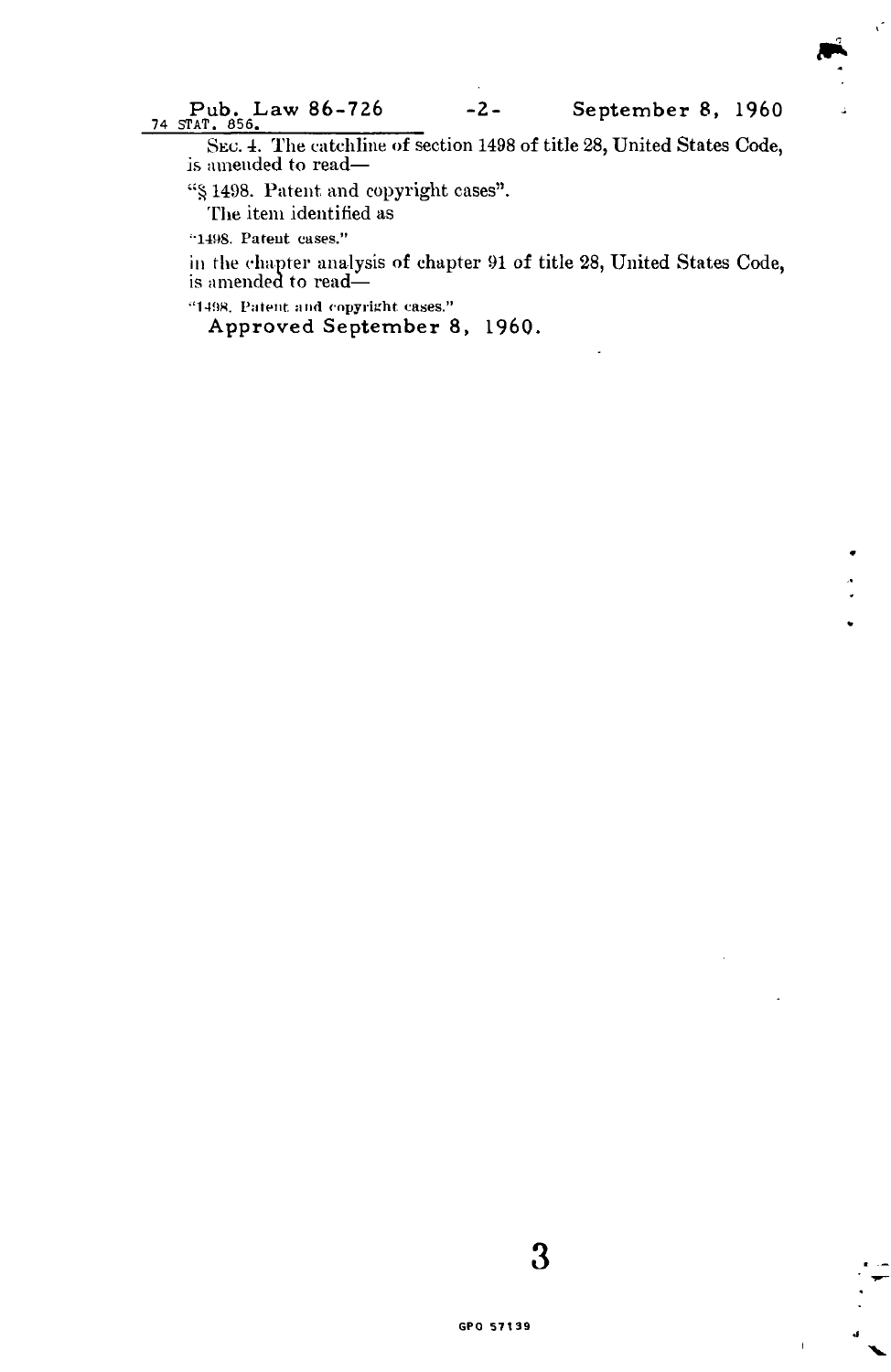SEC. 4. The catchline of section 1498 of title 28, United States Code, is amended to read—

"§ 1498. Patent and copyright cases".

The item identified as

"1498. Patent cases."

in the chapter analysis of chapter 91 of title 28, United States Code, is amended to read—

"1498. Patent and copyright cases."

Approved September 8, 1960.